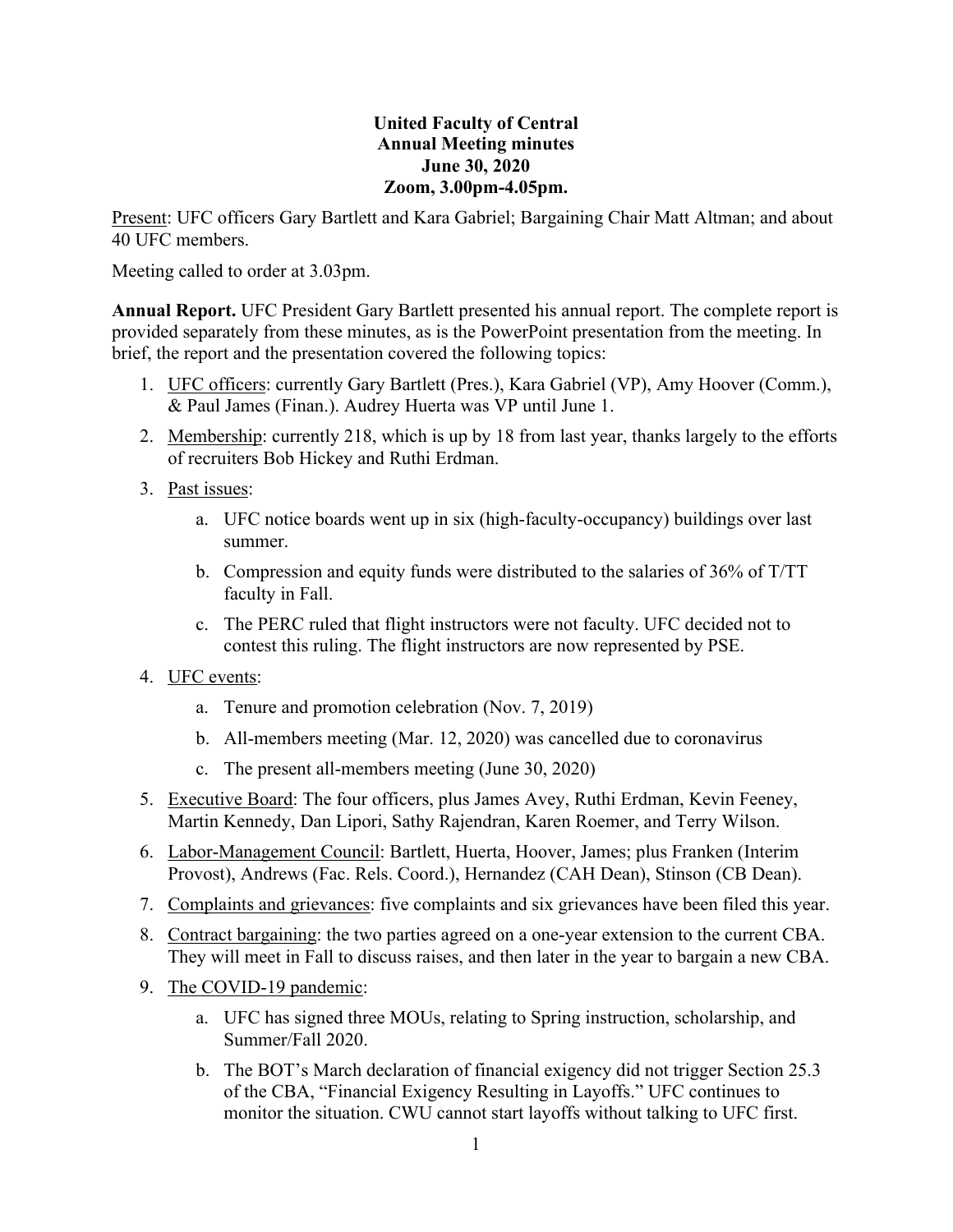**United Faculty of Central**
**Annual Meeting minutes**
**June 30, 2020**
**Zoom, 3.00pm-4.05pm.**

Present: UFC officers Gary Bartlett and Kara Gabriel; Bargaining Chair Matt Altman; and about 40 UFC members.

Meeting called to order at 3.03pm.

**Annual Report.** UFC President Gary Bartlett presented his annual report. The complete report is provided separately from these minutes, as is the PowerPoint presentation from the meeting. In brief, the report and the presentation covered the following topics:

1. UFC officers: currently Gary Bartlett (Pres.), Kara Gabriel (VP), Amy Hoover (Comm.), & Paul James (Finan.). Audrey Huerta was VP until June 1.
2. Membership: currently 218, which is up by 18 from last year, thanks largely to the efforts of recruiters Bob Hickey and Ruthi Erdman.
3. Past issues:
   a. UFC notice boards went up in six (high-faculty-occupancy) buildings over last summer.
   b. Compression and equity funds were distributed to the salaries of 36% of T/TT faculty in Fall.
   c. The PERC ruled that flight instructors were not faculty. UFC decided not to contest this ruling. The flight instructors are now represented by PSE.
4. UFC events:
   a. Tenure and promotion celebration (Nov. 7, 2019)
   b. All-members meeting (Mar. 12, 2020) was cancelled due to coronavirus
   c. The present all-members meeting (June 30, 2020)
5. Executive Board: The four officers, plus James Avey, Ruthi Erdman, Kevin Feeney, Martin Kennedy, Dan Lipori, Sathy Rajendran, Karen Roemer, and Terry Wilson.
6. Labor-Management Council: Bartlett, Huerta, Hoover, James; plus Franken (Interim Provost), Andrews (Fac. Rels. Coord.), Hernandez (CAH Dean), Stinson (CB Dean).
7. Complaints and grievances: five complaints and six grievances have been filed this year.
8. Contract bargaining: the two parties agreed on a one-year extension to the current CBA. They will meet in Fall to discuss raises, and then later in the year to bargain a new CBA.
9. The COVID-19 pandemic:
   a. UFC has signed three MOUs, relating to Spring instruction, scholarship, and Summer/Fall 2020.
   b. The BOT's March declaration of financial exigency did not trigger Section 25.3 of the CBA, "Financial Exigency Resulting in Layoffs." UFC continues to monitor the situation. CWU cannot start layoffs without talking to UFC first.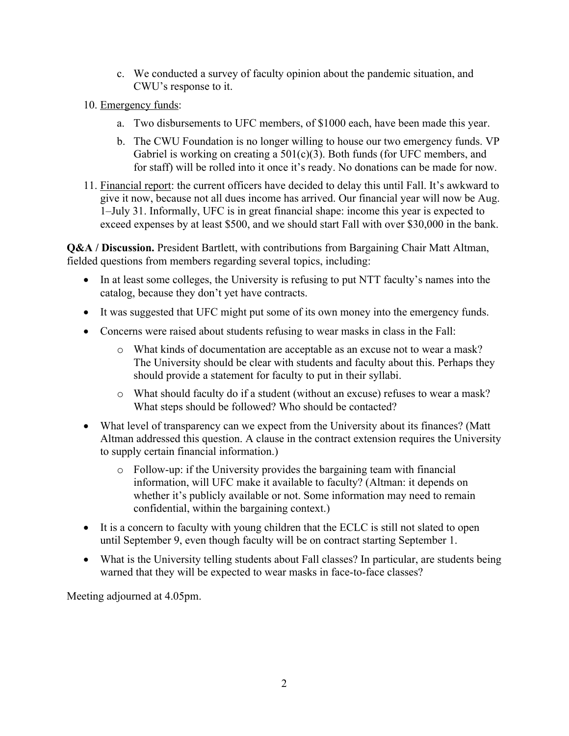c. We conducted a survey of faculty opinion about the pandemic situation, and CWU's response to it.

10. Emergency funds:
    a. Two disbursements to UFC members, of $1000 each, have been made this year.
    b. The CWU Foundation is no longer willing to house our two emergency funds. VP Gabriel is working on creating a 501(c)(3). Both funds (for UFC members, and for staff) will be rolled into it once it's ready. No donations can be made for now.

11. Financial report: the current officers have decided to delay this until Fall. It's awkward to give it now, because not all dues income has arrived. Our financial year will now be Aug. 1–July 31. Informally, UFC is in great financial shape: income this year is expected to exceed expenses by at least $500, and we should start Fall with over $30,000 in the bank.

**Q&A / Discussion.** President Bartlett, with contributions from Bargaining Chair Matt Altman, fielded questions from members regarding several topics, including:

- In at least some colleges, the University is refusing to put NTT faculty's names into the catalog, because they don't yet have contracts.
- It was suggested that UFC might put some of its own money into the emergency funds.
- Concerns were raised about students refusing to wear masks in class in the Fall:
  - What kinds of documentation are acceptable as an excuse not to wear a mask? The University should be clear with students and faculty about this. Perhaps they should provide a statement for faculty to put in their syllabi.
  - What should faculty do if a student (without an excuse) refuses to wear a mask? What steps should be followed? Who should be contacted?
- What level of transparency can we expect from the University about its finances? (Matt Altman addressed this question. A clause in the contract extension requires the University to supply certain financial information.)
  - Follow-up: if the University provides the bargaining team with financial information, will UFC make it available to faculty? (Altman: it depends on whether it's publicly available or not. Some information may need to remain confidential, within the bargaining context.)
- It is a concern to faculty with young children that the ECLC is still not slated to open until September 9, even though faculty will be on contract starting September 1.
- What is the University telling students about Fall classes? In particular, are students being warned that they will be expected to wear masks in face-to-face classes?

Meeting adjourned at 4.05pm.